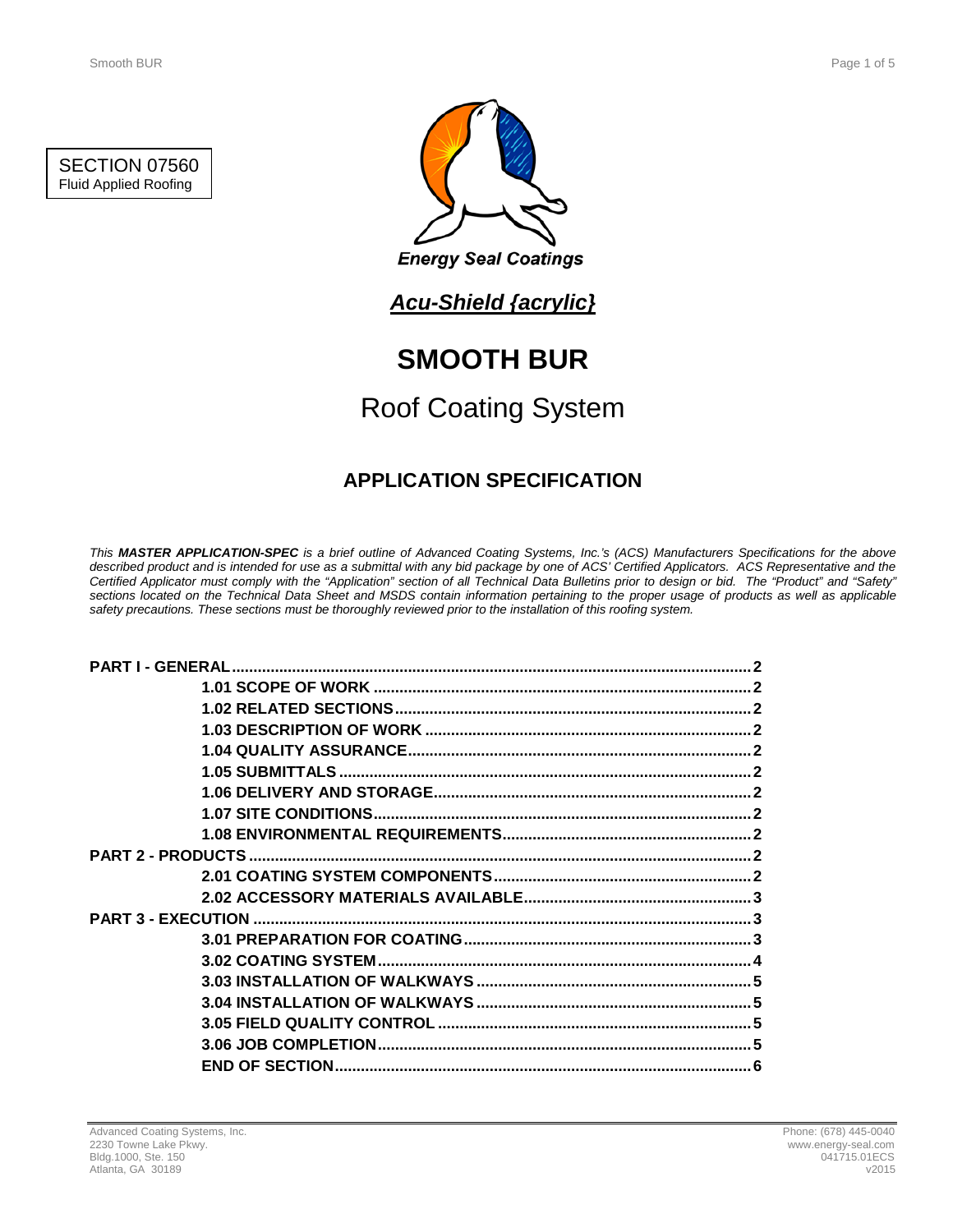SECTION 07560
Fluid Applied Roofing

Energy Seal Coatings

***Acu-Shield {acrylic}***

# SMOOTH BUR

## Roof Coating System

### APPLICATION SPECIFICATION

*This **MASTER APPLICATION-SPEC** is a brief outline of Advanced Coating Systems, Inc.'s (ACS) Manufacturers Specifications for the above described product and is intended for use as a submittal with any bid package by one of ACS' Certified Applicators. ACS Representative and the Certified Applicator must comply with the "Application" section of all Technical Data Bulletins prior to design or bid. The "Product" and "Safety" sections located on the Technical Data Sheet and MSDS contain information pertaining to the proper usage of products as well as applicable safety precautions. These sections must be thoroughly reviewed prior to the installation of this roofing system.*

**PART I - GENERAL** ..... 2
- **1.01 SCOPE OF WORK** ..... 2
- **1.02 RELATED SECTIONS** ..... 2
- **1.03 DESCRIPTION OF WORK** ..... 2
- **1.04 QUALITY ASSURANCE** ..... 2
- **1.05 SUBMITTALS** ..... 2
- **1.06 DELIVERY AND STORAGE** ..... 2
- **1.07 SITE CONDITIONS** ..... 2
- **1.08 ENVIRONMENTAL REQUIREMENTS** ..... 2

**PART 2 - PRODUCTS** ..... 2
- **2.01 COATING SYSTEM COMPONENTS** ..... 2
- **2.02 ACCESSORY MATERIALS AVAILABLE** ..... 3

**PART 3 - EXECUTION** ..... 3
- **3.01 PREPARATION FOR COATING** ..... 3
- **3.02 COATING SYSTEM** ..... 4
- **3.03 INSTALLATION OF WALKWAYS** ..... 5
- **3.04 INSTALLATION OF WALKWAYS** ..... 5
- **3.05 FIELD QUALITY CONTROL** ..... 5
- **3.06 JOB COMPLETION** ..... 5
- **END OF SECTION** ..... 6

Advanced Coating Systems, Inc.
2230 Towne Lake Pkwy.
Bldg.1000, Ste. 150
Atlanta, GA 30189

Phone: (678) 445-0040
www.energy-seal.com
041715.01ECS
v2015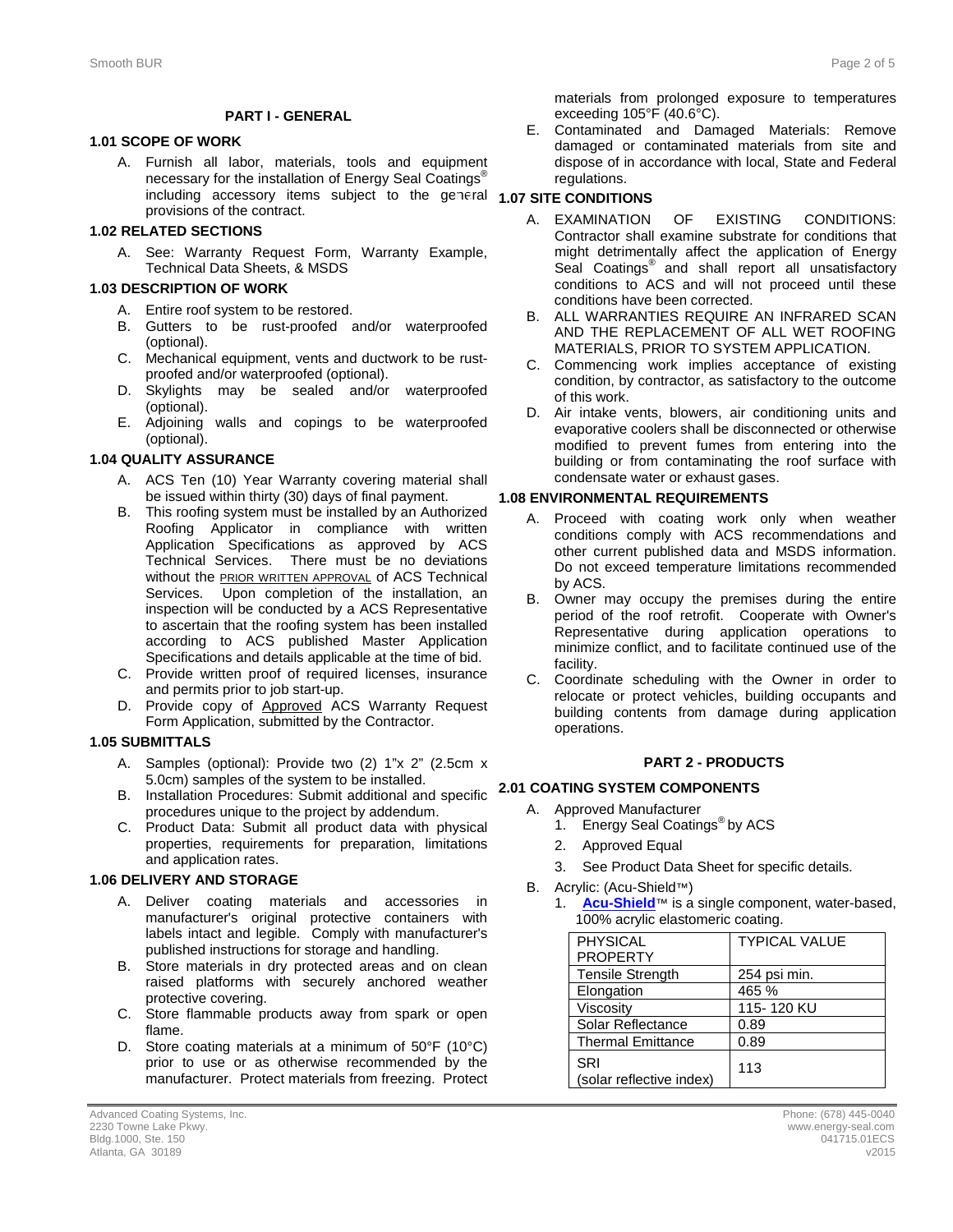## PART I - GENERAL

### 1.01 SCOPE OF WORK

A. Furnish all labor, materials, tools and equipment necessary for the installation of Energy Seal Coatings® including accessory items subject to the general provisions of the contract.

### 1.02 RELATED SECTIONS

A. See: Warranty Request Form, Warranty Example, Technical Data Sheets, & MSDS

### 1.03 DESCRIPTION OF WORK

A. Entire roof system to be restored.
B. Gutters to be rust-proofed and/or waterproofed (optional).
C. Mechanical equipment, vents and ductwork to be rust-proofed and/or waterproofed (optional).
D. Skylights may be sealed and/or waterproofed (optional).
E. Adjoining walls and copings to be waterproofed (optional).

### 1.04 QUALITY ASSURANCE

A. ACS Ten (10) Year Warranty covering material shall be issued within thirty (30) days of final payment.
B. This roofing system must be installed by an Authorized Roofing Applicator in compliance with written Application Specifications as approved by ACS Technical Services. There must be no deviations without the PRIOR WRITTEN APPROVAL of ACS Technical Services. Upon completion of the installation, an inspection will be conducted by a ACS Representative to ascertain that the roofing system has been installed according to ACS published Master Application Specifications and details applicable at the time of bid.
C. Provide written proof of required licenses, insurance and permits prior to job start-up.
D. Provide copy of Approved ACS Warranty Request Form Application, submitted by the Contractor.

### 1.05 SUBMITTALS

A. Samples (optional): Provide two (2) 1"x 2" (2.5cm x 5.0cm) samples of the system to be installed.
B. Installation Procedures: Submit additional and specific procedures unique to the project by addendum.
C. Product Data: Submit all product data with physical properties, requirements for preparation, limitations and application rates.

### 1.06 DELIVERY AND STORAGE

A. Deliver coating materials and accessories in manufacturer's original protective containers with labels intact and legible. Comply with manufacturer's published instructions for storage and handling.
B. Store materials in dry protected areas and on clean raised platforms with securely anchored weather protective covering.
C. Store flammable products away from spark or open flame.
D. Store coating materials at a minimum of 50°F (10°C) prior to use or as otherwise recommended by the manufacturer. Protect materials from freezing. Protect materials from prolonged exposure to temperatures exceeding 105°F (40.6°C).
E. Contaminated and Damaged Materials: Remove damaged or contaminated materials from site and dispose of in accordance with local, State and Federal regulations.

### 1.07 SITE CONDITIONS

A. EXAMINATION OF EXISTING CONDITIONS: Contractor shall examine substrate for conditions that might detrimentally affect the application of Energy Seal Coatings® and shall report all unsatisfactory conditions to ACS and will not proceed until these conditions have been corrected.
B. ALL WARRANTIES REQUIRE AN INFRARED SCAN AND THE REPLACEMENT OF ALL WET ROOFING MATERIALS, PRIOR TO SYSTEM APPLICATION.
C. Commencing work implies acceptance of existing condition, by contractor, as satisfactory to the outcome of this work.
D. Air intake vents, blowers, air conditioning units and evaporative coolers shall be disconnected or otherwise modified to prevent fumes from entering into the building or from contaminating the roof surface with condensate water or exhaust gases.

### 1.08 ENVIRONMENTAL REQUIREMENTS

A. Proceed with coating work only when weather conditions comply with ACS recommendations and other current published data and MSDS information. Do not exceed temperature limitations recommended by ACS.
B. Owner may occupy the premises during the entire period of the roof retrofit. Cooperate with Owner's Representative during application operations to minimize conflict, and to facilitate continued use of the facility.
C. Coordinate scheduling with the Owner in order to relocate or protect vehicles, building occupants and building contents from damage during application operations.

## PART 2 - PRODUCTS

### 2.01 COATING SYSTEM COMPONENTS

A. Approved Manufacturer
   1. Energy Seal Coatings® by ACS
   2. Approved Equal
   3. See Product Data Sheet for specific details.
B. Acrylic: (Acu-Shield™)
   1. **Acu-Shield**™ is a single component, water-based, 100% acrylic elastomeric coating.

| PHYSICAL PROPERTY | TYPICAL VALUE |
|---|---|
| Tensile Strength | 254 psi min. |
| Elongation | 465 % |
| Viscosity | 115- 120 KU |
| Solar Reflectance | 0.89 |
| Thermal Emittance | 0.89 |
| SRI (solar reflective index) | 113 |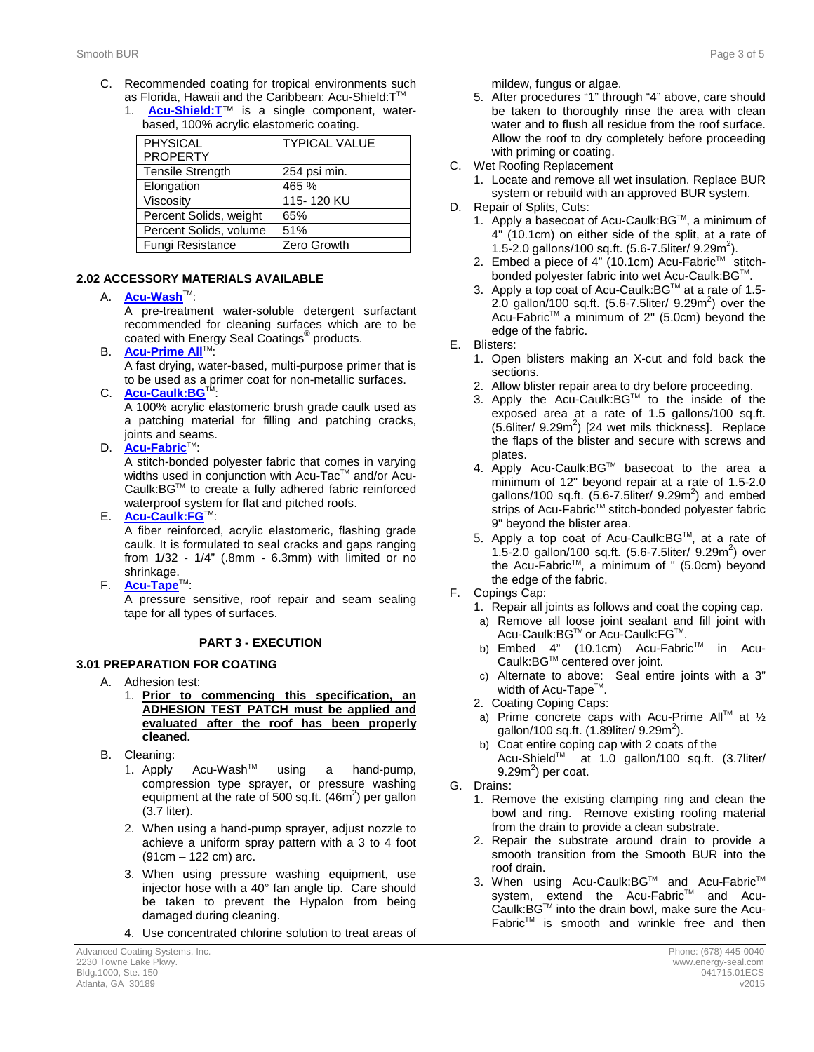C. Recommended coating for tropical environments such as Florida, Hawaii and the Caribbean: Acu-Shield:T™

1. **Acu-Shield:T™** is a single component, water-based, 100% acrylic elastomeric coating.

| PHYSICAL PROPERTY | TYPICAL VALUE |
|---|---|
| Tensile Strength | 254 psi min. |
| Elongation | 465 % |
| Viscosity | 115- 120 KU |
| Percent Solids, weight | 65% |
| Percent Solids, volume | 51% |
| Fungi Resistance | Zero Growth |

### 2.02 ACCESSORY MATERIALS AVAILABLE

A. **Acu-Wash™**:
A pre-treatment water-soluble detergent surfactant recommended for cleaning surfaces which are to be coated with Energy Seal Coatings® products.

B. **Acu-Prime All™**:
A fast drying, water-based, multi-purpose primer that is to be used as a primer coat for non-metallic surfaces.

C. **Acu-Caulk:BG™**:
A 100% acrylic elastomeric brush grade caulk used as a patching material for filling and patching cracks, joints and seams.

D. **Acu-Fabric™**:
A stitch-bonded polyester fabric that comes in varying widths used in conjunction with Acu-Tac™ and/or Acu-Caulk:BG™ to create a fully adhered fabric reinforced waterproof system for flat and pitched roofs.

E. **Acu-Caulk:FG™**:
A fiber reinforced, acrylic elastomeric, flashing grade caulk. It is formulated to seal cracks and gaps ranging from 1/32 - 1/4" (.8mm - 6.3mm) with limited or no shrinkage.

F. **Acu-Tape™**:
A pressure sensitive, roof repair and seam sealing tape for all types of surfaces.

## PART 3 - EXECUTION

### 3.01 PREPARATION FOR COATING

A. Adhesion test:

1. **Prior to commencing this specification, an ADHESION TEST PATCH must be applied and evaluated after the roof has been properly cleaned.**

B. Cleaning:

1. Apply Acu-Wash™ using a hand-pump, compression type sprayer, or pressure washing equipment at the rate of 500 sq.ft. (46m$^2$) per gallon (3.7 liter).
2. When using a hand-pump sprayer, adjust nozzle to achieve a uniform spray pattern with a 3 to 4 foot (91cm – 122 cm) arc.
3. When using pressure washing equipment, use injector hose with a 40° fan angle tip. Care should be taken to prevent the Hypalon from being damaged during cleaning.
4. Use concentrated chlorine solution to treat areas of mildew, fungus or algae.
5. After procedures "1" through "4" above, care should be taken to thoroughly rinse the area with clean water and to flush all residue from the roof surface. Allow the roof to dry completely before proceeding with priming or coating.

C. Wet Roofing Replacement

1. Locate and remove all wet insulation. Replace BUR system or rebuild with an approved BUR system.

D. Repair of Splits, Cuts:

1. Apply a basecoat of Acu-Caulk:BG™, a minimum of 4" (10.1cm) on either side of the split, at a rate of 1.5-2.0 gallons/100 sq.ft. (5.6-7.5liter/ 9.29m$^2$).
2. Embed a piece of 4" (10.1cm) Acu-Fabric™ stitch-bonded polyester fabric into wet Acu-Caulk:BG™.
3. Apply a top coat of Acu-Caulk:BG™ at a rate of 1.5-2.0 gallon/100 sq.ft. (5.6-7.5liter/ 9.29m$^2$) over the Acu-Fabric™ a minimum of 2" (5.0cm) beyond the edge of the fabric.

E. Blisters:

1. Open blisters making an X-cut and fold back the sections.
2. Allow blister repair area to dry before proceeding.
3. Apply the Acu-Caulk:BG™ to the inside of the exposed area at a rate of 1.5 gallons/100 sq.ft. (5.6liter/ 9.29m$^2$) [24 wet mils thickness]. Replace the flaps of the blister and secure with screws and plates.
4. Apply Acu-Caulk:BG™ basecoat to the area a minimum of 12" beyond repair at a rate of 1.5-2.0 gallons/100 sq.ft. (5.6-7.5liter/ 9.29m$^2$) and embed strips of Acu-Fabric™ stitch-bonded polyester fabric 9" beyond the blister area.
5. Apply a top coat of Acu-Caulk:BG™, at a rate of 1.5-2.0 gallon/100 sq.ft. (5.6-7.5liter/ 9.29m$^2$) over the Acu-Fabric™, a minimum of " (5.0cm) beyond the edge of the fabric.

F. Copings Cap:

1. Repair all joints as follows and coat the coping cap.
   a) Remove all loose joint sealant and fill joint with Acu-Caulk:BG™ or Acu-Caulk:FG™.
   b) Embed 4" (10.1cm) Acu-Fabric™ in Acu-Caulk:BG™ centered over joint.
   c) Alternate to above: Seal entire joints with a 3" width of Acu-Tape™.
2. Coating Coping Caps:
   a) Prime concrete caps with Acu-Prime All™ at ½ gallon/100 sq.ft. (1.89liter/ 9.29m$^2$).
   b) Coat entire coping cap with 2 coats of the Acu-Shield™ at 1.0 gallon/100 sq.ft. (3.7liter/ 9.29m$^2$) per coat.

G. Drains:

1. Remove the existing clamping ring and clean the bowl and ring. Remove existing roofing material from the drain to provide a clean substrate.
2. Repair the substrate around drain to provide a smooth transition from the Smooth BUR into the roof drain.
3. When using Acu-Caulk:BG™ and Acu-Fabric™ system, extend the Acu-Fabric™ and Acu-Caulk:BG™ into the drain bowl, make sure the Acu-Fabric™ is smooth and wrinkle free and then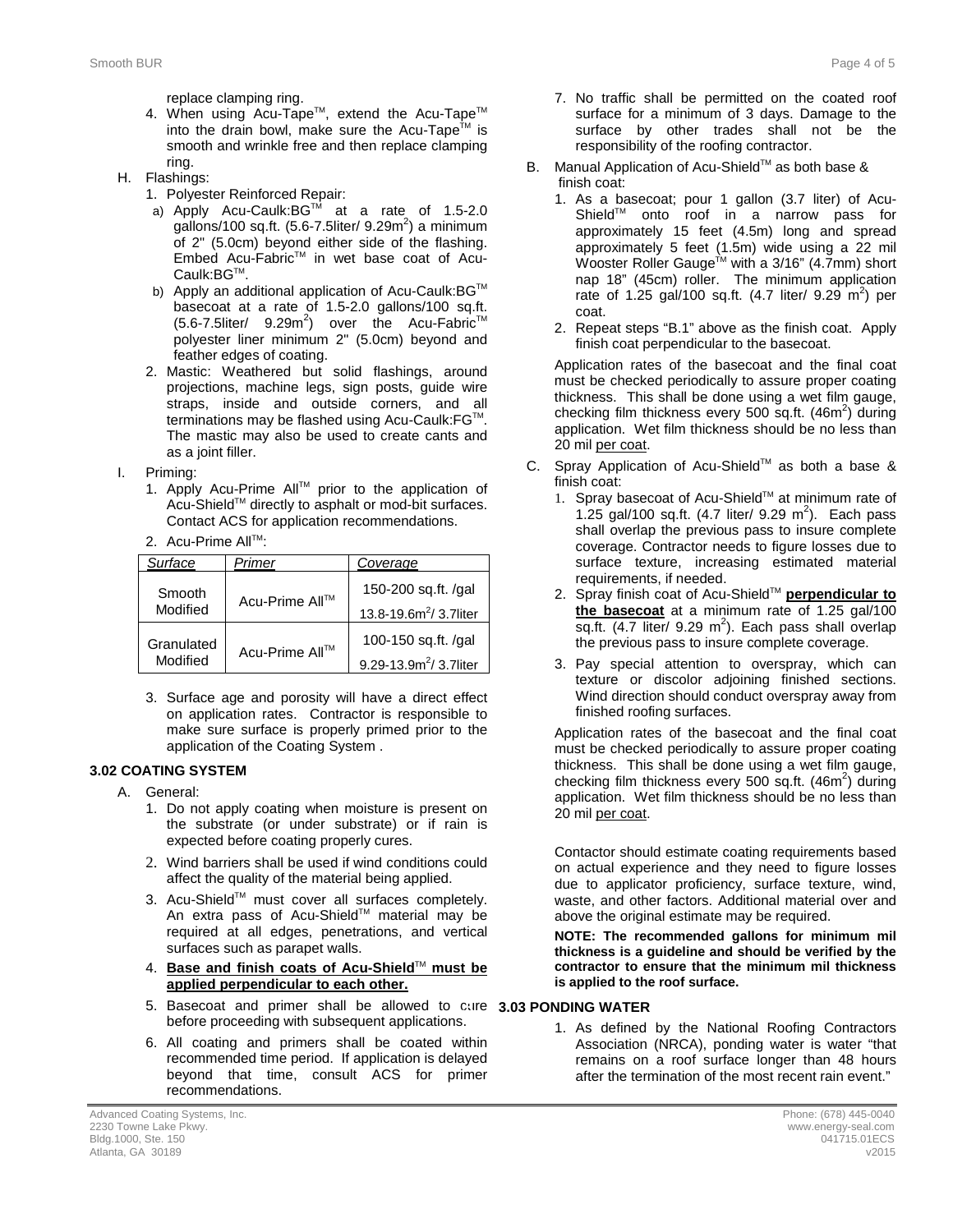replace clamping ring.

4. When using Acu-Tape™, extend the Acu-Tape™ into the drain bowl, make sure the Acu-Tape™ is smooth and wrinkle free and then replace clamping ring.

H. Flashings:
   1. Polyester Reinforced Repair:
      a) Apply Acu-Caulk:BG™ at a rate of 1.5-2.0 gallons/100 sq.ft. (5.6-7.5liter/ 9.29m$^2$) a minimum of 2" (5.0cm) beyond either side of the flashing. Embed Acu-Fabric™ in wet base coat of Acu-Caulk:BG™.
      b) Apply an additional application of Acu-Caulk:BG™ basecoat at a rate of 1.5-2.0 gallons/100 sq.ft. (5.6-7.5liter/ 9.29m$^2$) over the Acu-Fabric™ polyester liner minimum 2" (5.0cm) beyond and feather edges of coating.
   2. Mastic: Weathered but solid flashings, around projections, machine legs, sign posts, guide wire straps, inside and outside corners, and all terminations may be flashed using Acu-Caulk:FG™. The mastic may also be used to create cants and as a joint filler.

I. Priming:
   1. Apply Acu-Prime All™ prior to the application of Acu-Shield™ directly to asphalt or mod-bit surfaces. Contact ACS for application recommendations.
   2. Acu-Prime All™:

| Surface | Primer | Coverage |
|---|---|---|
| Smooth Modified | Acu-Prime All™ | 150-200 sq.ft. /gal<br>13.8-19.6m$^2$/ 3.7liter |
| Granulated Modified | Acu-Prime All™ | 100-150 sq.ft. /gal<br>9.29-13.9m$^2$/ 3.7liter |

   3. Surface age and porosity will have a direct effect on application rates. Contractor is responsible to make sure surface is properly primed prior to the application of the Coating System .

### 3.02 COATING SYSTEM

A. General:
   1. Do not apply coating when moisture is present on the substrate (or under substrate) or if rain is expected before coating properly cures.
   2. Wind barriers shall be used if wind conditions could affect the quality of the material being applied.
   3. Acu-Shield™ must cover all surfaces completely. An extra pass of Acu-Shield™ material may be required at all edges, penetrations, and vertical surfaces such as parapet walls.
   4. **Base and finish coats of Acu-Shield™ must be applied perpendicular to each other.**
   5. Basecoat and primer shall be allowed to cure before proceeding with subsequent applications.
   6. All coating and primers shall be coated within recommended time period. If application is delayed beyond that time, consult ACS for primer recommendations.
   7. No traffic shall be permitted on the coated roof surface for a minimum of 3 days. Damage to the surface by other trades shall not be the responsibility of the roofing contractor.

B. Manual Application of Acu-Shield™ as both base & finish coat:
   1. As a basecoat; pour 1 gallon (3.7 liter) of Acu-Shield™ onto roof in a narrow pass for approximately 15 feet (4.5m) long and spread approximately 5 feet (1.5m) wide using a 22 mil Wooster Roller Gauge™ with a 3/16" (4.7mm) short nap 18" (45cm) roller. The minimum application rate of 1.25 gal/100 sq.ft. (4.7 liter/ 9.29 m$^2$) per coat.
   2. Repeat steps "B.1" above as the finish coat. Apply finish coat perpendicular to the basecoat.

   Application rates of the basecoat and the final coat must be checked periodically to assure proper coating thickness. This shall be done using a wet film gauge, checking film thickness every 500 sq.ft. (46m$^2$) during application. Wet film thickness should be no less than 20 mil <u>per coat</u>.

C. Spray Application of Acu-Shield™ as both a base & finish coat:
   1. Spray basecoat of Acu-Shield™ at minimum rate of 1.25 gal/100 sq.ft. (4.7 liter/ 9.29 m$^2$). Each pass shall overlap the previous pass to insure complete coverage. Contractor needs to figure losses due to surface texture, increasing estimated material requirements, if needed.
   2. Spray finish coat of Acu-Shield™ **perpendicular to the basecoat** at a minimum rate of 1.25 gal/100 sq.ft. (4.7 liter/ 9.29 m$^2$). Each pass shall overlap the previous pass to insure complete coverage.
   3. Pay special attention to overspray, which can texture or discolor adjoining finished sections. Wind direction should conduct overspray away from finished roofing surfaces.

   Application rates of the basecoat and the final coat must be checked periodically to assure proper coating thickness. This shall be done using a wet film gauge, checking film thickness every 500 sq.ft. (46m$^2$) during application. Wet film thickness should be no less than 20 mil <u>per coat</u>.

   Contactor should estimate coating requirements based on actual experience and they need to figure losses due to applicator proficiency, surface texture, wind, waste, and other factors. Additional material over and above the original estimate may be required.

   **NOTE: The recommended gallons for minimum mil thickness is a guideline and should be verified by the contractor to ensure that the minimum mil thickness is applied to the roof surface.**

### 3.03 PONDING WATER

1. As defined by the National Roofing Contractors Association (NRCA), ponding water is water "that remains on a roof surface longer than 48 hours after the termination of the most recent rain event."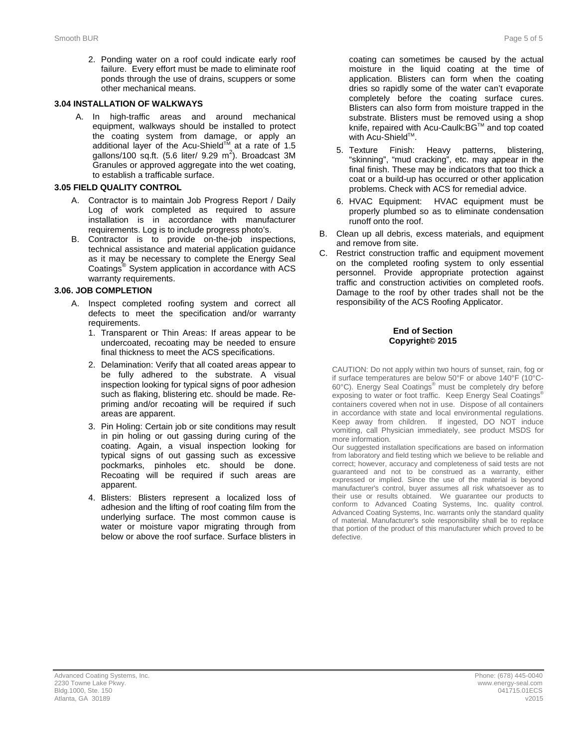2. Ponding water on a roof could indicate early roof failure. Every effort must be made to eliminate roof ponds through the use of drains, scuppers or some other mechanical means.

### 3.04 INSTALLATION OF WALKWAYS

A. In high-traffic areas and around mechanical equipment, walkways should be installed to protect the coating system from damage, or apply an additional layer of the Acu-Shield™ at a rate of 1.5 gallons/100 sq.ft. (5.6 liter/ 9.29 $m^2$). Broadcast 3M Granules or approved aggregate into the wet coating, to establish a trafficable surface.

### 3.05 FIELD QUALITY CONTROL

A. Contractor is to maintain Job Progress Report / Daily Log of work completed as required to assure installation is in accordance with manufacturer requirements. Log is to include progress photo's.

B. Contractor is to provide on-the-job inspections, technical assistance and material application guidance as it may be necessary to complete the Energy Seal Coatings® System application in accordance with ACS warranty requirements.

### 3.06. JOB COMPLETION

A. Inspect completed roofing system and correct all defects to meet the specification and/or warranty requirements.

1. Transparent or Thin Areas: If areas appear to be undercoated, recoating may be needed to ensure final thickness to meet the ACS specifications.
2. Delamination: Verify that all coated areas appear to be fully adhered to the substrate. A visual inspection looking for typical signs of poor adhesion such as flaking, blistering etc. should be made. Re-priming and/or recoating will be required if such areas are apparent.
3. Pin Holing: Certain job or site conditions may result in pin holing or out gassing during curing of the coating. Again, a visual inspection looking for typical signs of out gassing such as excessive pockmarks, pinholes etc. should be done. Recoating will be required if such areas are apparent.
4. Blisters: Blisters represent a localized loss of adhesion and the lifting of roof coating film from the underlying surface. The most common cause is water or moisture vapor migrating through from below or above the roof surface. Surface blisters in coating can sometimes be caused by the actual moisture in the liquid coating at the time of application. Blisters can form when the coating dries so rapidly some of the water can't evaporate completely before the coating surface cures. Blisters can also form from moisture trapped in the substrate. Blisters must be removed using a shop knife, repaired with Acu-Caulk:BG™ and top coated with Acu-Shield™.
5. Texture Finish: Heavy patterns, blistering, "skinning", "mud cracking", etc. may appear in the final finish. These may be indicators that too thick a coat or a build-up has occurred or other application problems. Check with ACS for remedial advice.
6. HVAC Equipment: HVAC equipment must be properly plumbed so as to eliminate condensation runoff onto the roof.

B. Clean up all debris, excess materials, and equipment and remove from site.

C. Restrict construction traffic and equipment movement on the completed roofing system to only essential personnel. Provide appropriate protection against traffic and construction activities on completed roofs. Damage to the roof by other trades shall not be the responsibility of the ACS Roofing Applicator.

**End of Section**
**Copyright© 2015**

CAUTION: Do not apply within two hours of sunset, rain, fog or if surface temperatures are below 50°F or above 140°F (10°C-60°C). Energy Seal Coatings® must be completely dry before exposing to water or foot traffic. Keep Energy Seal Coatings® containers covered when not in use. Dispose of all containers in accordance with state and local environmental regulations. Keep away from children. If ingested, DO NOT induce vomiting, call Physician immediately, see product MSDS for more information.

Our suggested installation specifications are based on information from laboratory and field testing which we believe to be reliable and correct; however, accuracy and completeness of said tests are not guaranteed and not to be construed as a warranty, either expressed or implied. Since the use of the material is beyond manufacturer's control, buyer assumes all risk whatsoever as to their use or results obtained. We guarantee our products to conform to Advanced Coating Systems, Inc. quality control. Advanced Coating Systems, Inc. warrants only the standard quality of material. Manufacturer's sole responsibility shall be to replace that portion of the product of this manufacturer which proved to be defective.